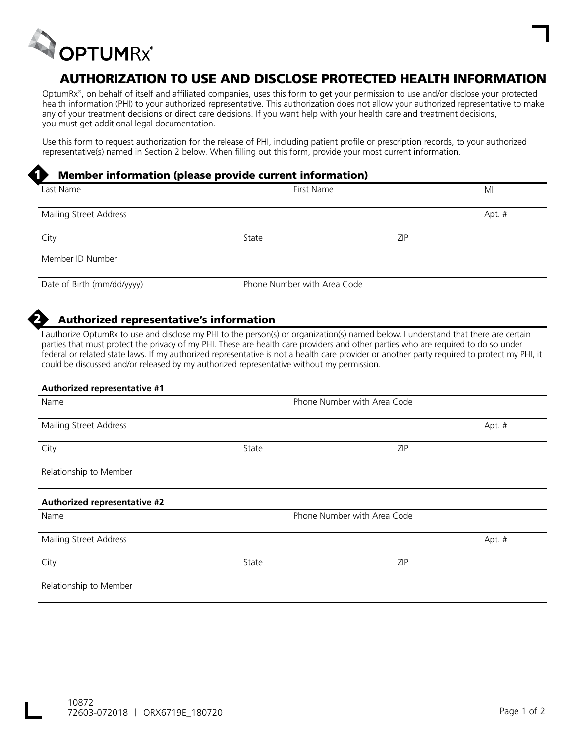OPTUMRx®

# AUTHORIZATION TO USE AND DISCLOSE PROTECTED HEALTH INFORMATION

OptumRx®, on behalf of itself and affiliated companies, uses this form to get your permission to use and/or disclose your protected health information (PHI) to your authorized representative. This authorization does not allow your authorized representative to make any of your treatment decisions or direct care decisions. If you want help with your health care and treatment decisions, you must get additional legal documentation.

Use this form to request authorization for the release of PHI, including patient profile or prescription records, to your authorized representative(s) named in Section 2 below. When filling out this form, provide your most current information.

## 1 Member information (please provide current information)

| Last Name | First Name | MI |
|---|---|---|
| | | |

| Mailing Street Address | Apt. # |
|---|---|
| | |

| City | State | ZIP |
|---|---|---|
| | | |

| Member ID Number |
|---|
| |

| Date of Birth (mm/dd/yyyy) | Phone Number with Area Code |
|---|---|
| | |

## 2 Authorized representative's information

I authorize OptumRx to use and disclose my PHI to the person(s) or organization(s) named below. I understand that there are certain parties that must protect the privacy of my PHI. These are health care providers and other parties who are required to do so under federal or related state laws. If my authorized representative is not a health care provider or another party required to protect my PHI, it could be discussed and/or released by my authorized representative without my permission.

**Authorized representative #1**

| Name | Phone Number with Area Code |
|---|---|
| | |

| Mailing Street Address | Apt. # |
|---|---|
| | |

| City | State | ZIP |
|---|---|---|
| | | |

| Relationship to Member |
|---|
| |

**Authorized representative #2**

| Name | Phone Number with Area Code |
|---|---|
| | |

| Mailing Street Address | Apt. # |
|---|---|
| | |

| City | State | ZIP |
|---|---|---|
| | | |

| Relationship to Member |
|---|
| |

10872
72603-072018 | ORX6719E_180720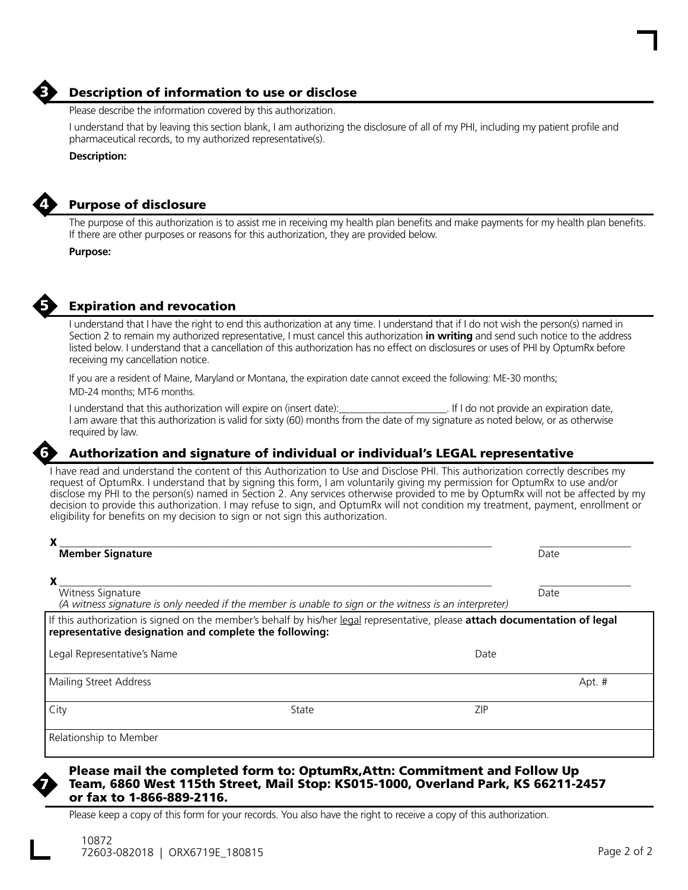## 3 Description of information to use or disclose

Please describe the information covered by this authorization.

I understand that by leaving this section blank, I am authorizing the disclosure of all of my PHI, including my patient profile and pharmaceutical records, to my authorized representative(s).

**Description:**

## 4 Purpose of disclosure

The purpose of this authorization is to assist me in receiving my health plan benefits and make payments for my health plan benefits. If there are other purposes or reasons for this authorization, they are provided below.

**Purpose:**

## 5 Expiration and revocation

I understand that I have the right to end this authorization at any time. I understand that if I do not wish the person(s) named in Section 2 to remain my authorized representative, I must cancel this authorization **in writing** and send such notice to the address listed below. I understand that a cancellation of this authorization has no effect on disclosures or uses of PHI by OptumRx before receiving my cancellation notice.

If you are a resident of Maine, Maryland or Montana, the expiration date cannot exceed the following: ME-30 months; MD-24 months; MT-6 months.

I understand that this authorization will expire on (insert date):____________________. If I do not provide an expiration date, I am aware that this authorization is valid for sixty (60) months from the date of my signature as noted below, or as otherwise required by law.

## 6 Authorization and signature of individual or individual's LEGAL representative

I have read and understand the content of this Authorization to Use and Disclose PHI. This authorization correctly describes my request of OptumRx. I understand that by signing this form, I am voluntarily giving my permission for OptumRx to use and/or disclose my PHI to the person(s) named in Section 2. Any services otherwise provided to me by OptumRx will not be affected by my decision to provide this authorization. I may refuse to sign, and OptumRx will not condition my treatment, payment, enrollment or eligibility for benefits on my decision to sign or not sign this authorization.

X ________________________________________________________________ ________________

**Member Signature** Date

X ________________________________________________________________ ________________

Witness Signature Date

*(A witness signature is only needed if the member is unable to sign or the witness is an interpreter)*

If this authorization is signed on the member's behalf by his/her legal representative, please **attach documentation of legal representative designation and complete the following:**

| | | | |
|---|---|---|---|
| Legal Representative's Name | | Date | |
| Mailing Street Address | | | Apt. # |
| City | State | ZIP | |
| Relationship to Member | | | |

## 7 Please mail the completed form to: OptumRx, Attn: Commitment and Follow Up Team, 6860 West 115th Street, Mail Stop: KS015-1000, Overland Park, KS 66211-2457 or fax to 1-866-889-2116.

Please keep a copy of this form for your records. You also have the right to receive a copy of this authorization.

10872
72603-082018 | ORX6719E_180815